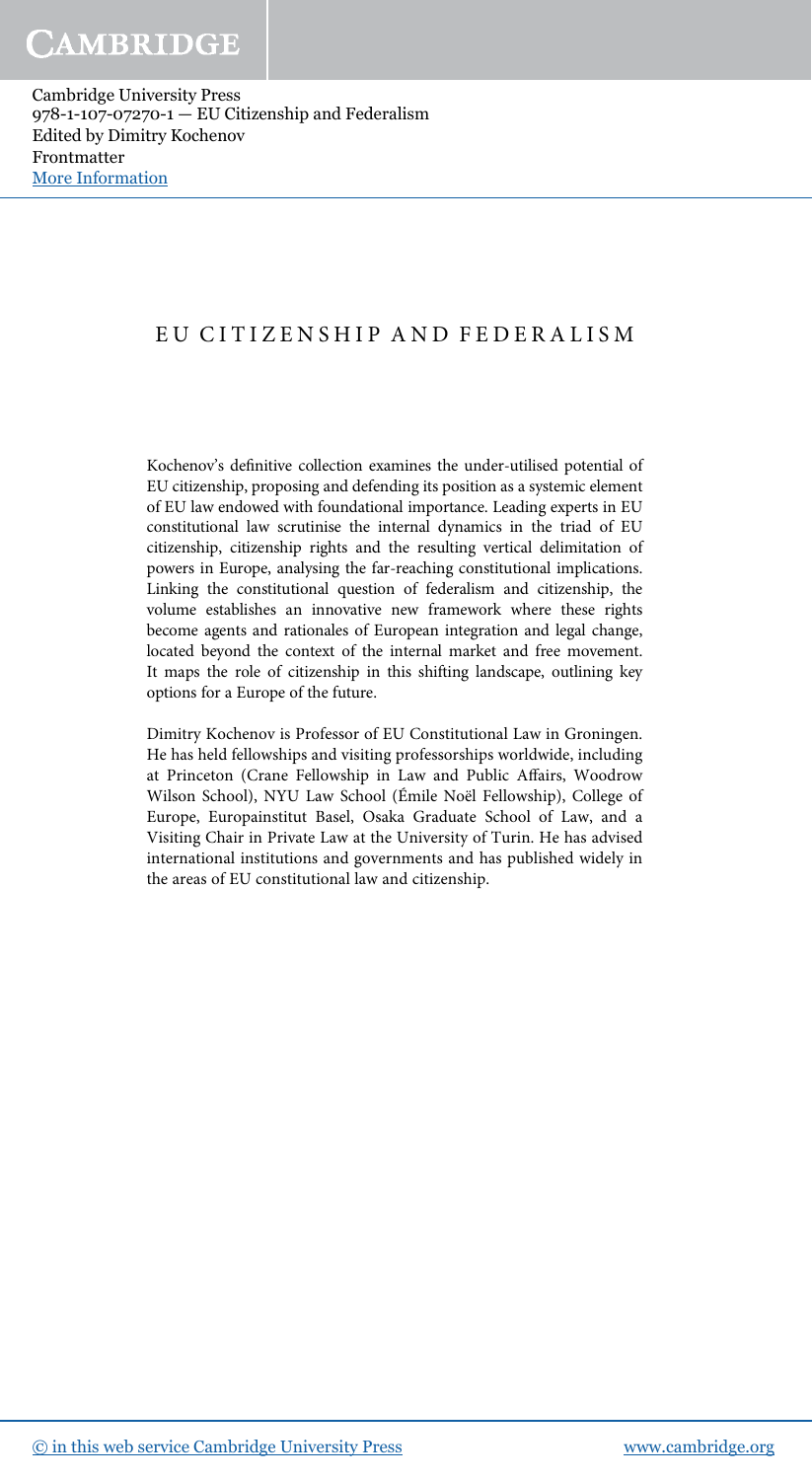# EU CITIZENSHIP AND FEDERALISM

Kochenov's definitive collection examines the under-utilised potential of EU citizenship, proposing and defending its position as a systemic element of EU law endowed with foundational importance. Leading experts in EU constitutional law scrutinise the internal dynamics in the triad of EU citizenship, citizenship rights and the resulting vertical delimitation of powers in Europe, analysing the far-reaching constitutional implications. Linking the constitutional question of federalism and citizenship, the volume establishes an innovative new framework where these rights become agents and rationales of European integration and legal change, located beyond the context of the internal market and free movement. It maps the role of citizenship in this shifting landscape, outlining key options for a Europe of the future.

Dimitry Kochenov is Professor of EU Constitutional Law in Groningen. He has held fellowships and visiting professorships worldwide, including at Princeton (Crane Fellowship in Law and Public Affairs, Woodrow Wilson School), NYU Law School (Émile Noël Fellowship), College of Europe, Europainstitut Basel, Osaka Graduate School of Law, and a Visiting Chair in Private Law at the University of Turin. He has advised international institutions and governments and has published widely in the areas of EU constitutional law and citizenship.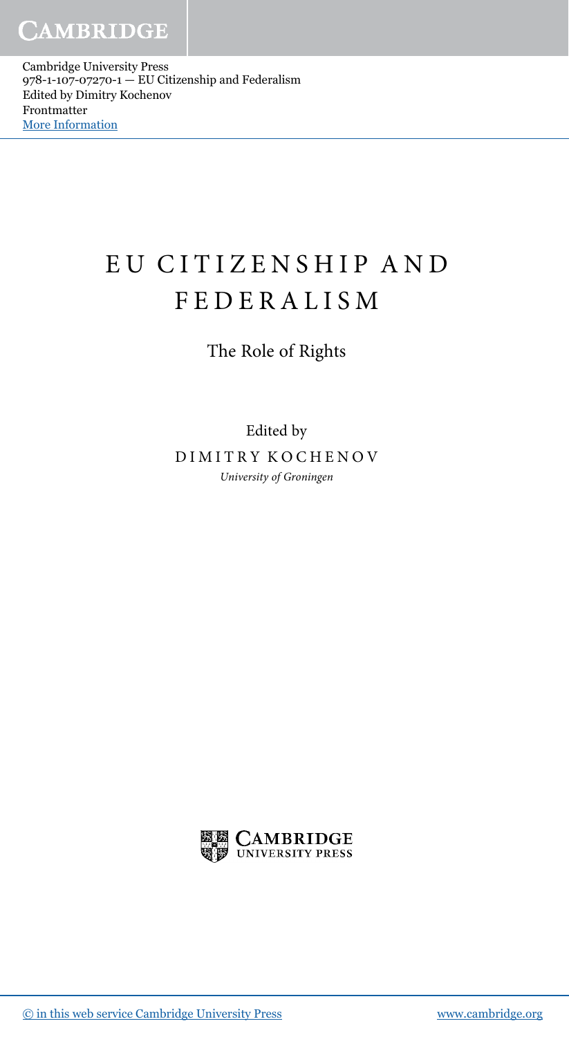# EU CITIZENSHIP AND FEDERALISM

## The Role of Rights

Edited by

DIMITRY KOCHENOV

*University of Groningen*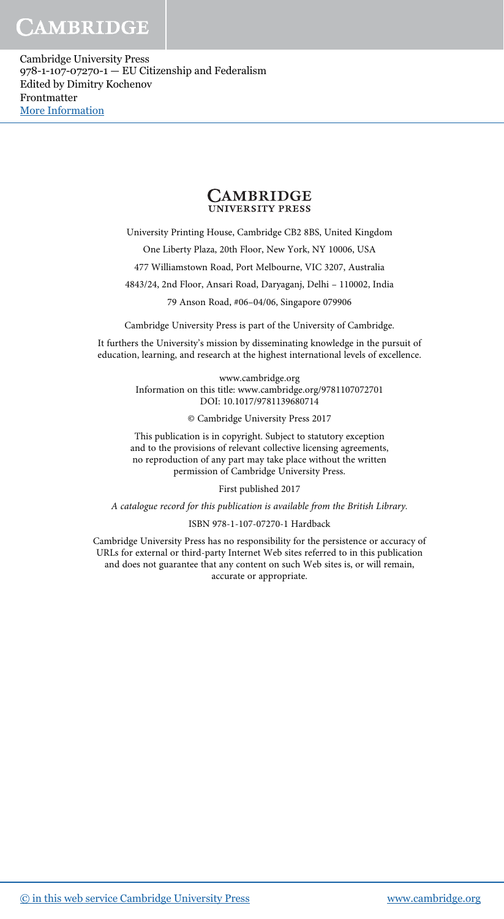**CAMBRIDGE**
**UNIVERSITY PRESS**

University Printing House, Cambridge CB2 8BS, United Kingdom

One Liberty Plaza, 20th Floor, New York, NY 10006, USA

477 Williamstown Road, Port Melbourne, VIC 3207, Australia

4843/24, 2nd Floor, Ansari Road, Daryaganj, Delhi – 110002, India

79 Anson Road, #06–04/06, Singapore 079906

Cambridge University Press is part of the University of Cambridge.

It furthers the University's mission by disseminating knowledge in the pursuit of education, learning, and research at the highest international levels of excellence.

www.cambridge.org
Information on this title: www.cambridge.org/9781107072701
DOI: 10.1017/9781139680714

© Cambridge University Press 2017

This publication is in copyright. Subject to statutory exception and to the provisions of relevant collective licensing agreements, no reproduction of any part may take place without the written permission of Cambridge University Press.

First published 2017

*A catalogue record for this publication is available from the British Library.*

ISBN 978-1-107-07270-1 Hardback

Cambridge University Press has no responsibility for the persistence or accuracy of URLs for external or third-party Internet Web sites referred to in this publication and does not guarantee that any content on such Web sites is, or will remain, accurate or appropriate.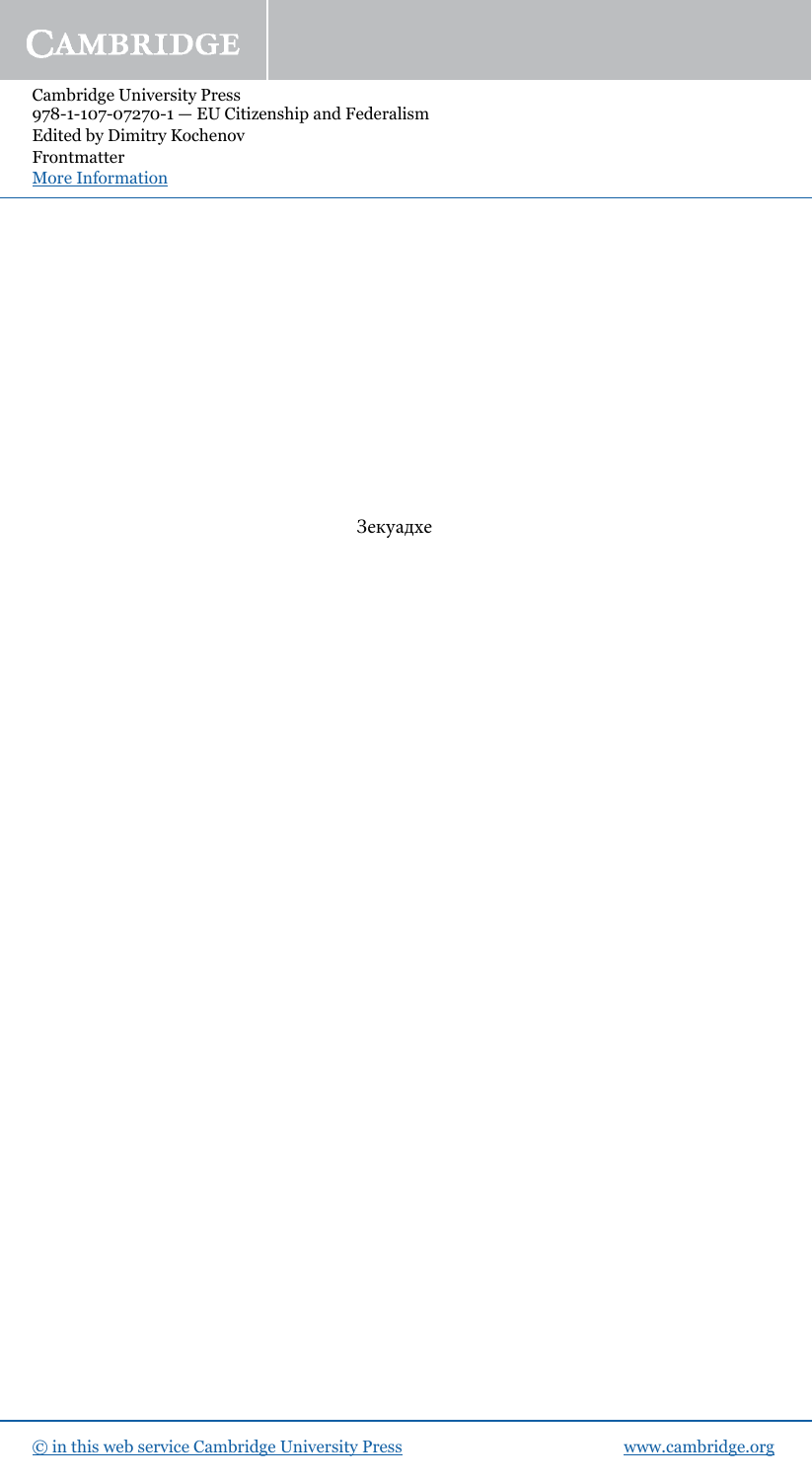Зекуадхе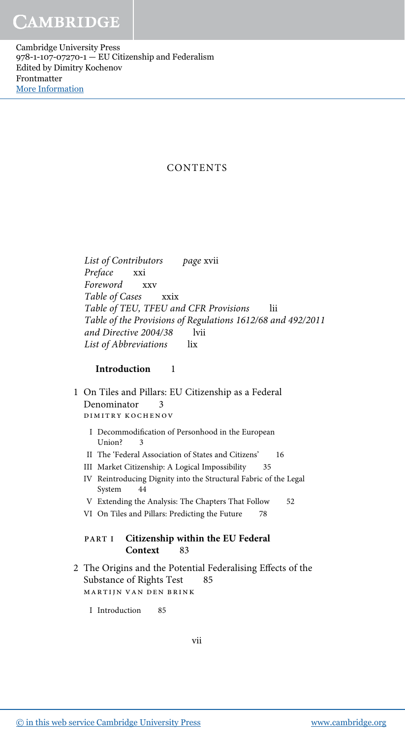# CONTENTS

*List of Contributors* page xvii
*Preface* xxi
*Foreword* xxv
*Table of Cases* xxix
*Table of TEU, TFEU and CFR Provisions* lii
*Table of the Provisions of Regulations 1612/68 and 492/2011 and Directive 2004/38* lvii
*List of Abbreviations* lix

**Introduction** 1

1 On Tiles and Pillars: EU Citizenship as a Federal Denominator 3
DIMITRY KOCHENOV

- I Decommodification of Personhood in the European Union? 3
- II The 'Federal Association of States and Citizens' 16
- III Market Citizenship: A Logical Impossibility 35
- IV Reintroducing Dignity into the Structural Fabric of the Legal System 44
- V Extending the Analysis: The Chapters That Follow 52
- VI On Tiles and Pillars: Predicting the Future 78

**PART I Citizenship within the EU Federal Context** 83

2 The Origins and the Potential Federalising Effects of the Substance of Rights Test 85
MARTIJN VAN DEN BRINK

- I Introduction 85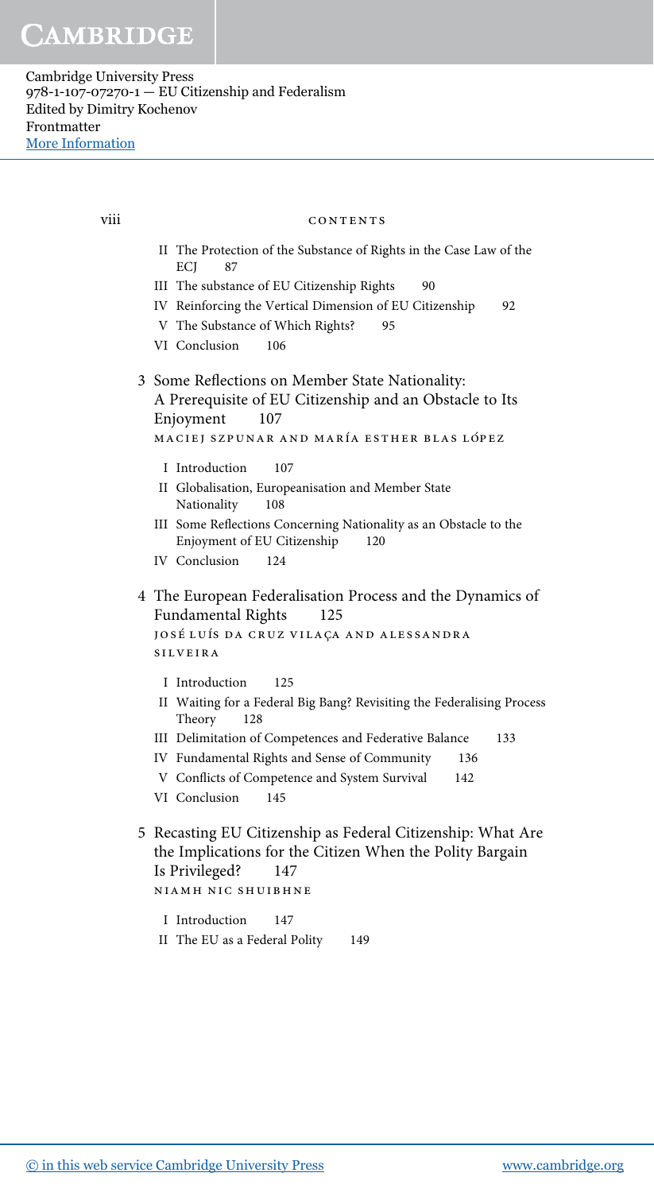II The Protection of the Substance of Rights in the Case Law of the ECJ 87

III The substance of EU Citizenship Rights 90

IV Reinforcing the Vertical Dimension of EU Citizenship 92

V The Substance of Which Rights? 95

VI Conclusion 106

3 Some Reflections on Member State Nationality: A Prerequisite of EU Citizenship and an Obstacle to Its Enjoyment 107

MACIEJ SZPUNAR AND MARÍA ESTHER BLAS LÓPEZ

I Introduction 107

II Globalisation, Europeanisation and Member State Nationality 108

III Some Reflections Concerning Nationality as an Obstacle to the Enjoyment of EU Citizenship 120

IV Conclusion 124

4 The European Federalisation Process and the Dynamics of Fundamental Rights 125

JOSÉ LUÍS DA CRUZ VILAÇA AND ALESSANDRA SILVEIRA

I Introduction 125

II Waiting for a Federal Big Bang? Revisiting the Federalising Process Theory 128

III Delimitation of Competences and Federative Balance 133

IV Fundamental Rights and Sense of Community 136

V Conflicts of Competence and System Survival 142

VI Conclusion 145

5 Recasting EU Citizenship as Federal Citizenship: What Are the Implications for the Citizen When the Polity Bargain Is Privileged? 147

NIAMH NIC SHUIBHNE

I Introduction 147

II The EU as a Federal Polity 149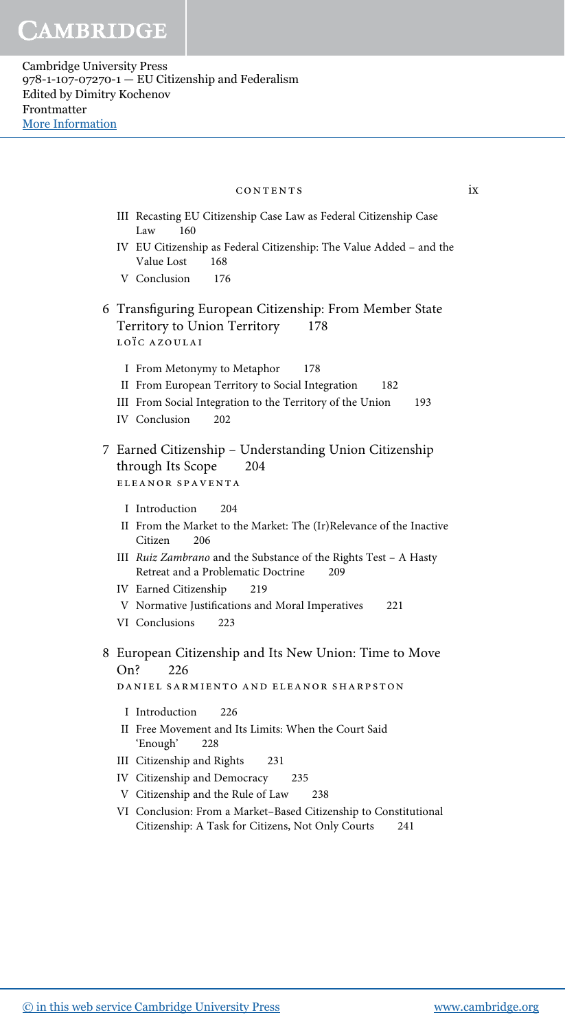III Recasting EU Citizenship Case Law as Federal Citizenship Case Law 160

IV EU Citizenship as Federal Citizenship: The Value Added – and the Value Lost 168

V Conclusion 176

6 Transfiguring European Citizenship: From Member State Territory to Union Territory 178

LOÏC AZOULAI

I From Metonymy to Metaphor 178

II From European Territory to Social Integration 182

III From Social Integration to the Territory of the Union 193

IV Conclusion 202

7 Earned Citizenship – Understanding Union Citizenship through Its Scope 204

ELEANOR SPAVENTA

I Introduction 204

II From the Market to the Market: The (Ir)Relevance of the Inactive Citizen 206

III *Ruiz Zambrano* and the Substance of the Rights Test – A Hasty Retreat and a Problematic Doctrine 209

IV Earned Citizenship 219

V Normative Justifications and Moral Imperatives 221

VI Conclusions 223

8 European Citizenship and Its New Union: Time to Move On? 226

DANIEL SARMIENTO AND ELEANOR SHARPSTON

I Introduction 226

II Free Movement and Its Limits: When the Court Said 'Enough' 228

III Citizenship and Rights 231

IV Citizenship and Democracy 235

V Citizenship and the Rule of Law 238

VI Conclusion: From a Market–Based Citizenship to Constitutional Citizenship: A Task for Citizens, Not Only Courts 241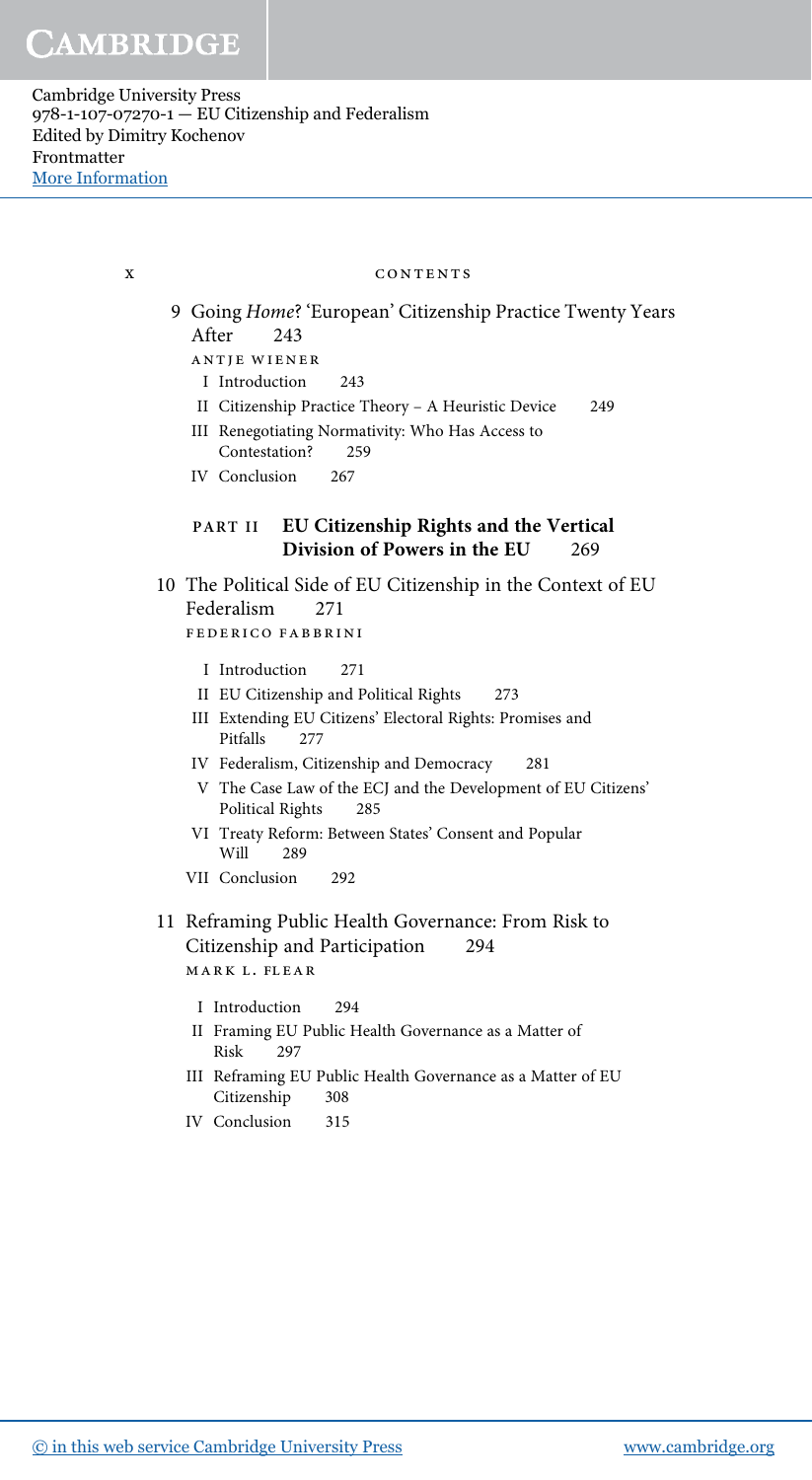9 Going *Home*? 'European' Citizenship Practice Twenty Years After 243

ANTJE WIENER

- I Introduction 243
- II Citizenship Practice Theory – A Heuristic Device 249
- III Renegotiating Normativity: Who Has Access to Contestation? 259
- IV Conclusion 267

## PART II EU Citizenship Rights and the Vertical Division of Powers in the EU 269

10 The Political Side of EU Citizenship in the Context of EU Federalism 271

FEDERICO FABBRINI

- I Introduction 271
- II EU Citizenship and Political Rights 273
- III Extending EU Citizens' Electoral Rights: Promises and Pitfalls 277
- IV Federalism, Citizenship and Democracy 281
- V The Case Law of the ECJ and the Development of EU Citizens' Political Rights 285
- VI Treaty Reform: Between States' Consent and Popular Will 289
- VII Conclusion 292

11 Reframing Public Health Governance: From Risk to Citizenship and Participation 294

MARK L. FLEAR

- I Introduction 294
- II Framing EU Public Health Governance as a Matter of Risk 297
- III Reframing EU Public Health Governance as a Matter of EU Citizenship 308
- IV Conclusion 315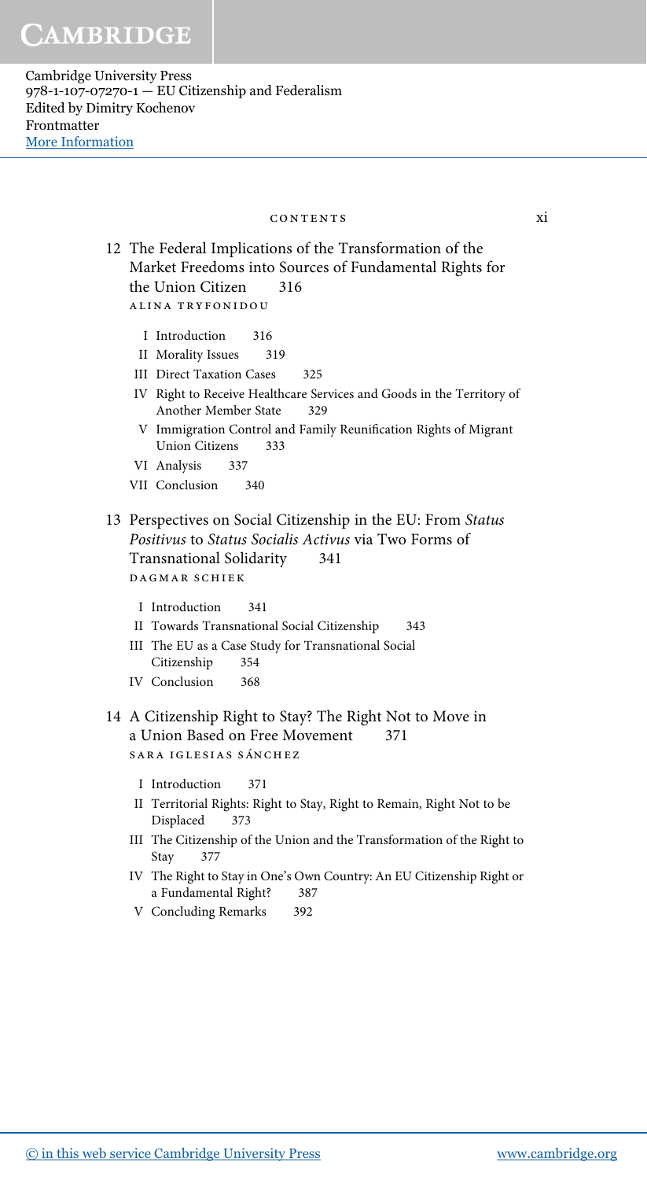12 The Federal Implications of the Transformation of the Market Freedoms into Sources of Fundamental Rights for the Union Citizen 316
ALINA TRYFONIDOU

- I Introduction 316
- II Morality Issues 319
- III Direct Taxation Cases 325
- IV Right to Receive Healthcare Services and Goods in the Territory of Another Member State 329
- V Immigration Control and Family Reunification Rights of Migrant Union Citizens 333
- VI Analysis 337
- VII Conclusion 340

13 Perspectives on Social Citizenship in the EU: From *Status Positivus* to *Status Socialis Activus* via Two Forms of Transnational Solidarity 341
DAGMAR SCHIEK

- I Introduction 341
- II Towards Transnational Social Citizenship 343
- III The EU as a Case Study for Transnational Social Citizenship 354
- IV Conclusion 368

14 A Citizenship Right to Stay? The Right Not to Move in a Union Based on Free Movement 371
SARA IGLESIAS SÁNCHEZ

- I Introduction 371
- II Territorial Rights: Right to Stay, Right to Remain, Right Not to be Displaced 373
- III The Citizenship of the Union and the Transformation of the Right to Stay 377
- IV The Right to Stay in One's Own Country: An EU Citizenship Right or a Fundamental Right? 387
- V Concluding Remarks 392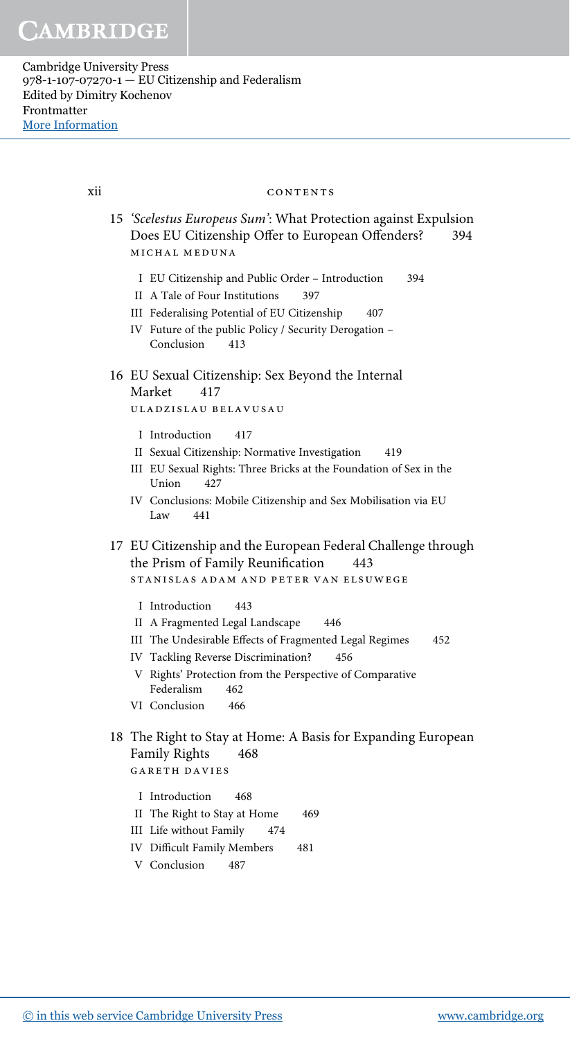15 *'Scelestus Europeus Sum'*: What Protection against Expulsion Does EU Citizenship Offer to European Offenders? 394
MICHAL MEDUNA

- I EU Citizenship and Public Order – Introduction 394
- II A Tale of Four Institutions 397
- III Federalising Potential of EU Citizenship 407
- IV Future of the public Policy / Security Derogation – Conclusion 413

16 EU Sexual Citizenship: Sex Beyond the Internal Market 417
ULADZISLAU BELAVUSAU

- I Introduction 417
- II Sexual Citizenship: Normative Investigation 419
- III EU Sexual Rights: Three Bricks at the Foundation of Sex in the Union 427
- IV Conclusions: Mobile Citizenship and Sex Mobilisation via EU Law 441

17 EU Citizenship and the European Federal Challenge through the Prism of Family Reunification 443
STANISLAS ADAM AND PETER VAN ELSUWEGE

- I Introduction 443
- II A Fragmented Legal Landscape 446
- III The Undesirable Effects of Fragmented Legal Regimes 452
- IV Tackling Reverse Discrimination? 456
- V Rights' Protection from the Perspective of Comparative Federalism 462
- VI Conclusion 466

18 The Right to Stay at Home: A Basis for Expanding European Family Rights 468
GARETH DAVIES

- I Introduction 468
- II The Right to Stay at Home 469
- III Life without Family 474
- IV Difficult Family Members 481
- V Conclusion 487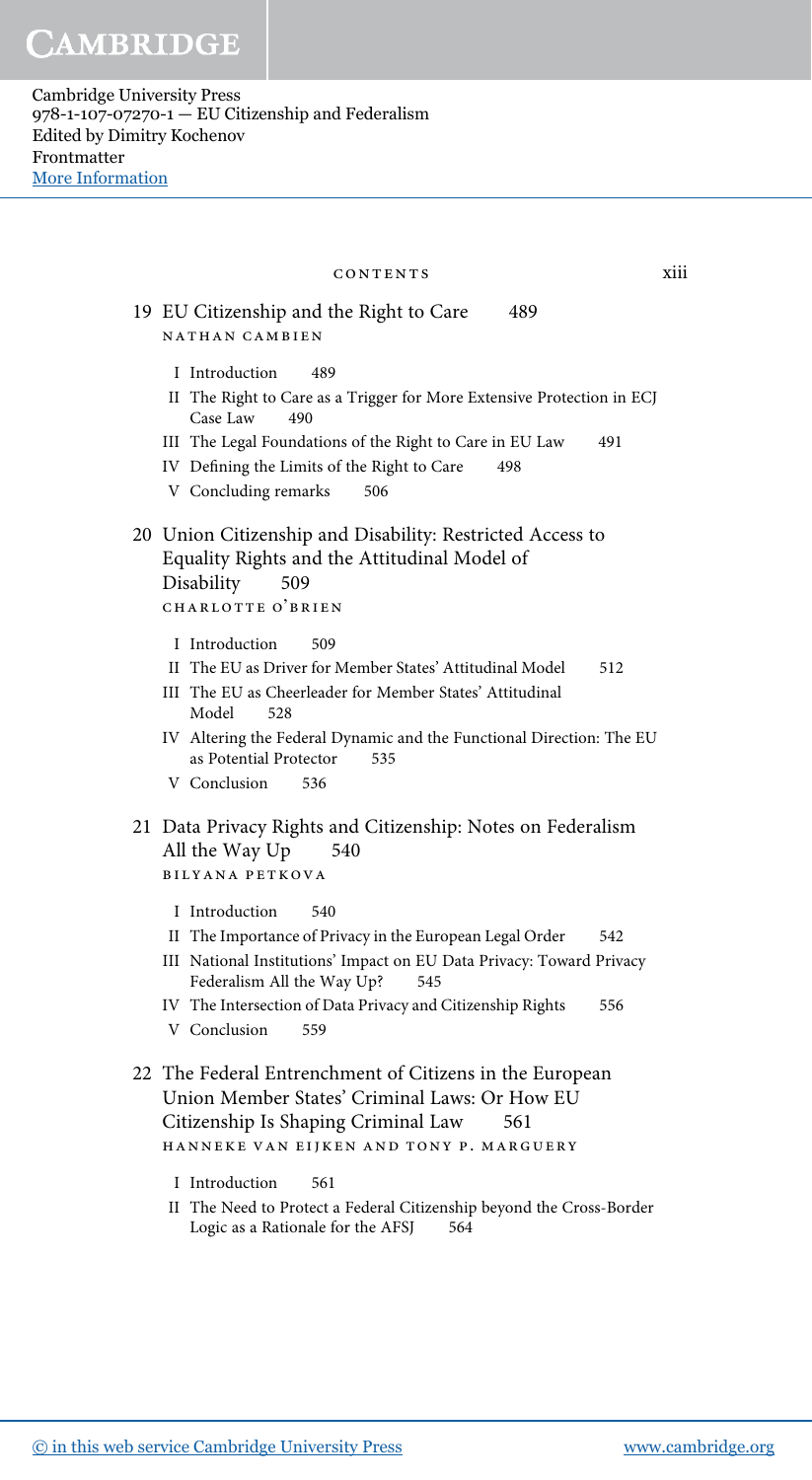19 EU Citizenship and the Right to Care 489
NATHAN CAMBIEN

- I Introduction 489
- II The Right to Care as a Trigger for More Extensive Protection in ECJ Case Law 490
- III The Legal Foundations of the Right to Care in EU Law 491
- IV Defining the Limits of the Right to Care 498
- V Concluding remarks 506

20 Union Citizenship and Disability: Restricted Access to Equality Rights and the Attitudinal Model of Disability 509
CHARLOTTE O'BRIEN

- I Introduction 509
- II The EU as Driver for Member States' Attitudinal Model 512
- III The EU as Cheerleader for Member States' Attitudinal Model 528
- IV Altering the Federal Dynamic and the Functional Direction: The EU as Potential Protector 535
- V Conclusion 536

21 Data Privacy Rights and Citizenship: Notes on Federalism All the Way Up 540
BILYANA PETKOVA

- I Introduction 540
- II The Importance of Privacy in the European Legal Order 542
- III National Institutions' Impact on EU Data Privacy: Toward Privacy Federalism All the Way Up? 545
- IV The Intersection of Data Privacy and Citizenship Rights 556
- V Conclusion 559

22 The Federal Entrenchment of Citizens in the European Union Member States' Criminal Laws: Or How EU Citizenship Is Shaping Criminal Law 561
HANNEKE VAN EIJKEN AND TONY P. MARGUERY

- I Introduction 561
- II The Need to Protect a Federal Citizenship beyond the Cross-Border Logic as a Rationale for the AFSJ 564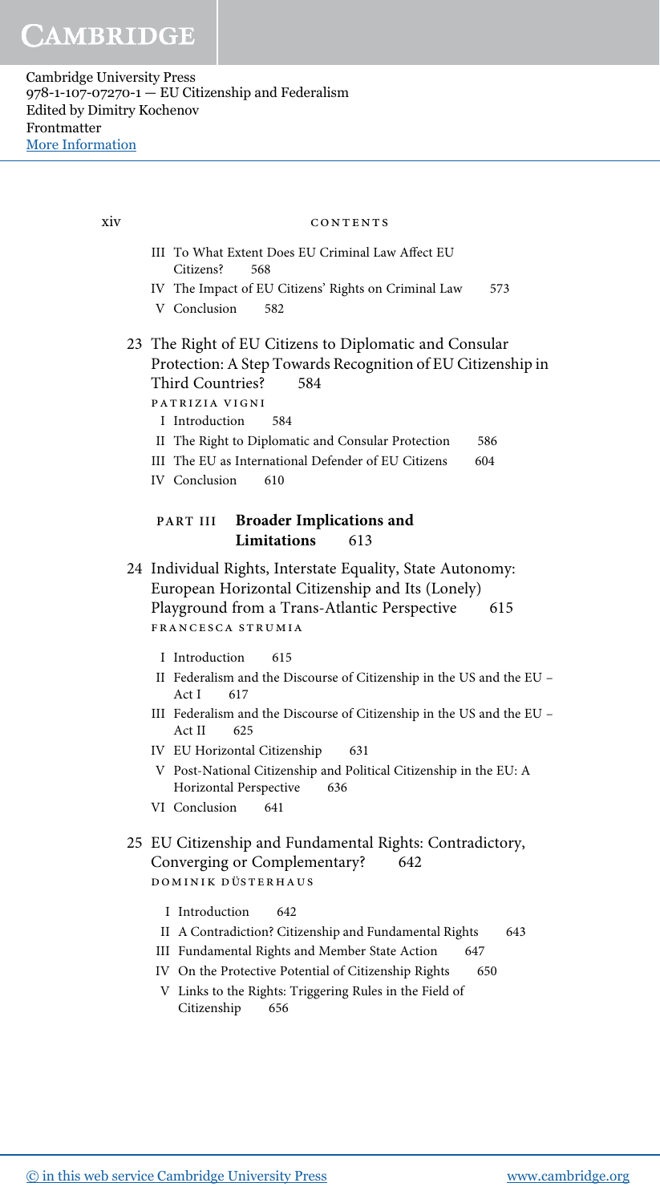III To What Extent Does EU Criminal Law Affect EU Citizens? 568

IV The Impact of EU Citizens' Rights on Criminal Law 573

V Conclusion 582

23 The Right of EU Citizens to Diplomatic and Consular Protection: A Step Towards Recognition of EU Citizenship in Third Countries? 584

PATRIZIA VIGNI

I Introduction 584

II The Right to Diplomatic and Consular Protection 586

III The EU as International Defender of EU Citizens 604

IV Conclusion 610

## PART III Broader Implications and Limitations 613

24 Individual Rights, Interstate Equality, State Autonomy: European Horizontal Citizenship and Its (Lonely) Playground from a Trans-Atlantic Perspective 615

FRANCESCA STRUMIA

I Introduction 615

II Federalism and the Discourse of Citizenship in the US and the EU – Act I 617

III Federalism and the Discourse of Citizenship in the US and the EU – Act II 625

IV EU Horizontal Citizenship 631

V Post-National Citizenship and Political Citizenship in the EU: A Horizontal Perspective 636

VI Conclusion 641

25 EU Citizenship and Fundamental Rights: Contradictory, Converging or Complementary? 642

DOMINIK DÜSTERHAUS

I Introduction 642

II A Contradiction? Citizenship and Fundamental Rights 643

III Fundamental Rights and Member State Action 647

IV On the Protective Potential of Citizenship Rights 650

V Links to the Rights: Triggering Rules in the Field of Citizenship 656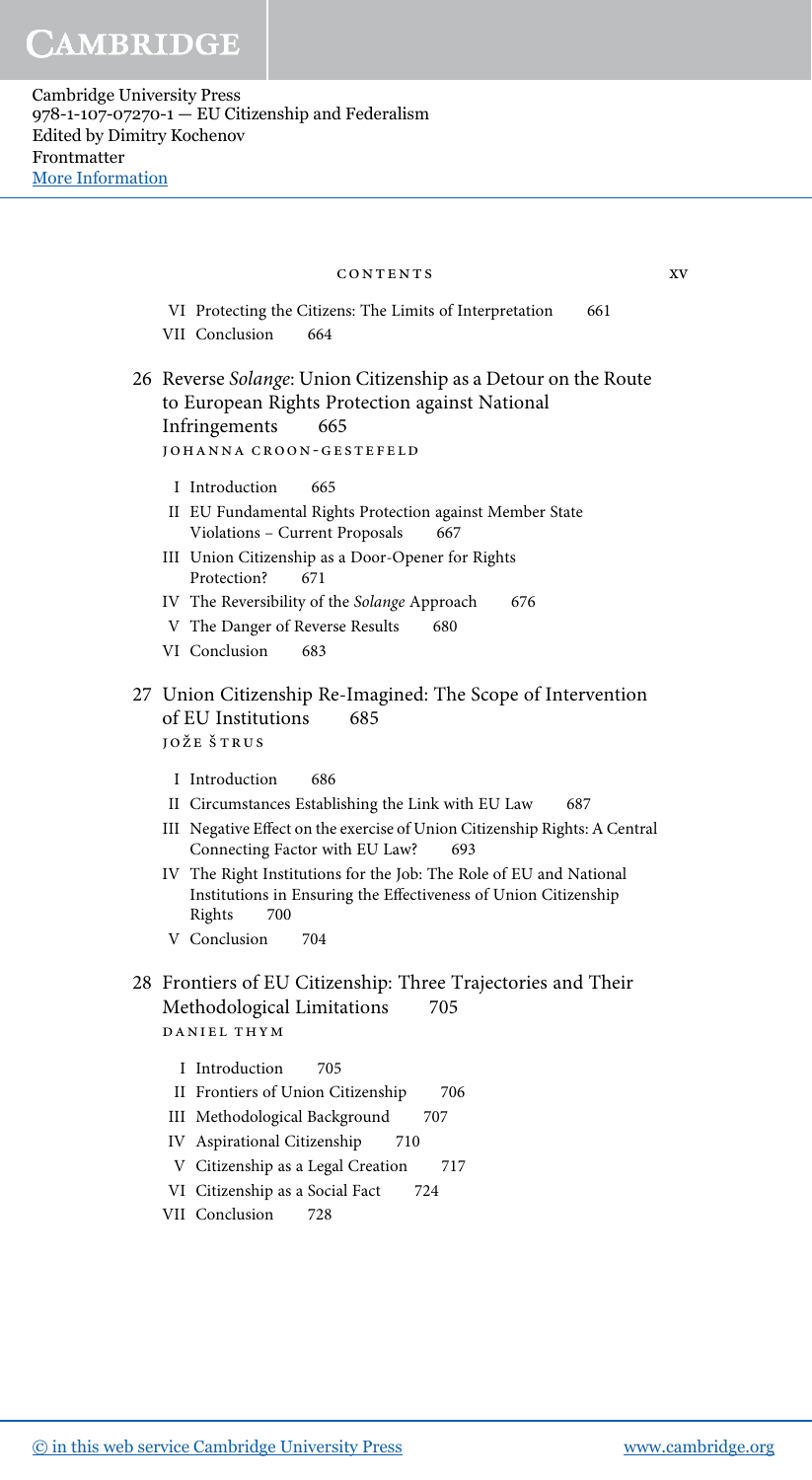VI Protecting the Citizens: The Limits of Interpretation 661

VII Conclusion 664

26 Reverse *Solange*: Union Citizenship as a Detour on the Route to European Rights Protection against National Infringements 665

JOHANNA CROON-GESTEFELD

- I Introduction 665
- II EU Fundamental Rights Protection against Member State Violations – Current Proposals 667
- III Union Citizenship as a Door-Opener for Rights Protection? 671
- IV The Reversibility of the *Solange* Approach 676
- V The Danger of Reverse Results 680
- VI Conclusion 683

27 Union Citizenship Re-Imagined: The Scope of Intervention of EU Institutions 685

JOŽE ŠTRUS

- I Introduction 686
- II Circumstances Establishing the Link with EU Law 687
- III Negative Effect on the exercise of Union Citizenship Rights: A Central Connecting Factor with EU Law? 693
- IV The Right Institutions for the Job: The Role of EU and National Institutions in Ensuring the Effectiveness of Union Citizenship Rights 700
- V Conclusion 704

28 Frontiers of EU Citizenship: Three Trajectories and Their Methodological Limitations 705

DANIEL THYM

- I Introduction 705
- II Frontiers of Union Citizenship 706
- III Methodological Background 707
- IV Aspirational Citizenship 710
- V Citizenship as a Legal Creation 717
- VI Citizenship as a Social Fact 724
- VII Conclusion 728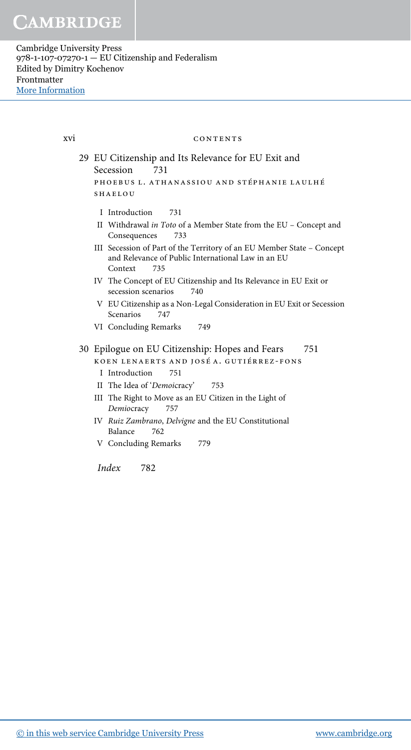29 EU Citizenship and Its Relevance for EU Exit and Secession 731

PHOEBUS L. ATHANASSIOU AND STÉPHANIE LAULHÉ SHAELOU

- I Introduction 731
- II Withdrawal *in Toto* of a Member State from the EU – Concept and Consequences 733
- III Secession of Part of the Territory of an EU Member State – Concept and Relevance of Public International Law in an EU Context 735
- IV The Concept of EU Citizenship and Its Relevance in EU Exit or secession scenarios 740
- V EU Citizenship as a Non-Legal Consideration in EU Exit or Secession Scenarios 747
- VI Concluding Remarks 749

30 Epilogue on EU Citizenship: Hopes and Fears 751

KOEN LENAERTS AND JOSÉ A. GUTIÉRREZ-FONS

- I Introduction 751
- II The Idea of '*Demoi*cracy' 753
- III The Right to Move as an EU Citizen in the Light of *Demoi*cracy 757
- IV *Ruiz Zambrano*, *Delvigne* and the EU Constitutional Balance 762
- V Concluding Remarks 779

*Index* 782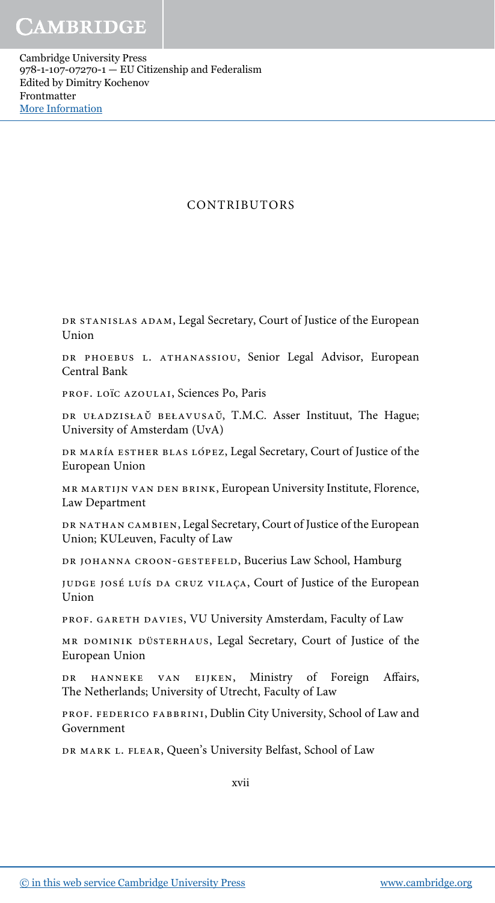# CONTRIBUTORS

DR STANISLAS ADAM, Legal Secretary, Court of Justice of the European Union

DR PHOEBUS L. ATHANASSIOU, Senior Legal Advisor, European Central Bank

PROF. LOÏC AZOULAI, Sciences Po, Paris

DR UŁADZISŁAŬ BEŁAVUSAŬ, T.M.C. Asser Instituut, The Hague; University of Amsterdam (UvA)

DR MARÍA ESTHER BLAS LÓPEZ, Legal Secretary, Court of Justice of the European Union

MR MARTIJN VAN DEN BRINK, European University Institute, Florence, Law Department

DR NATHAN CAMBIEN, Legal Secretary, Court of Justice of the European Union; KULeuven, Faculty of Law

DR JOHANNA CROON-GESTEFELD, Bucerius Law School, Hamburg

JUDGE JOSÉ LUÍS DA CRUZ VILAÇA, Court of Justice of the European Union

PROF. GARETH DAVIES, VU University Amsterdam, Faculty of Law

MR DOMINIK DÜSTERHAUS, Legal Secretary, Court of Justice of the European Union

DR HANNEKE VAN EIJKEN, Ministry of Foreign Affairs, The Netherlands; University of Utrecht, Faculty of Law

PROF. FEDERICO FABBRINI, Dublin City University, School of Law and Government

DR MARK L. FLEAR, Queen's University Belfast, School of Law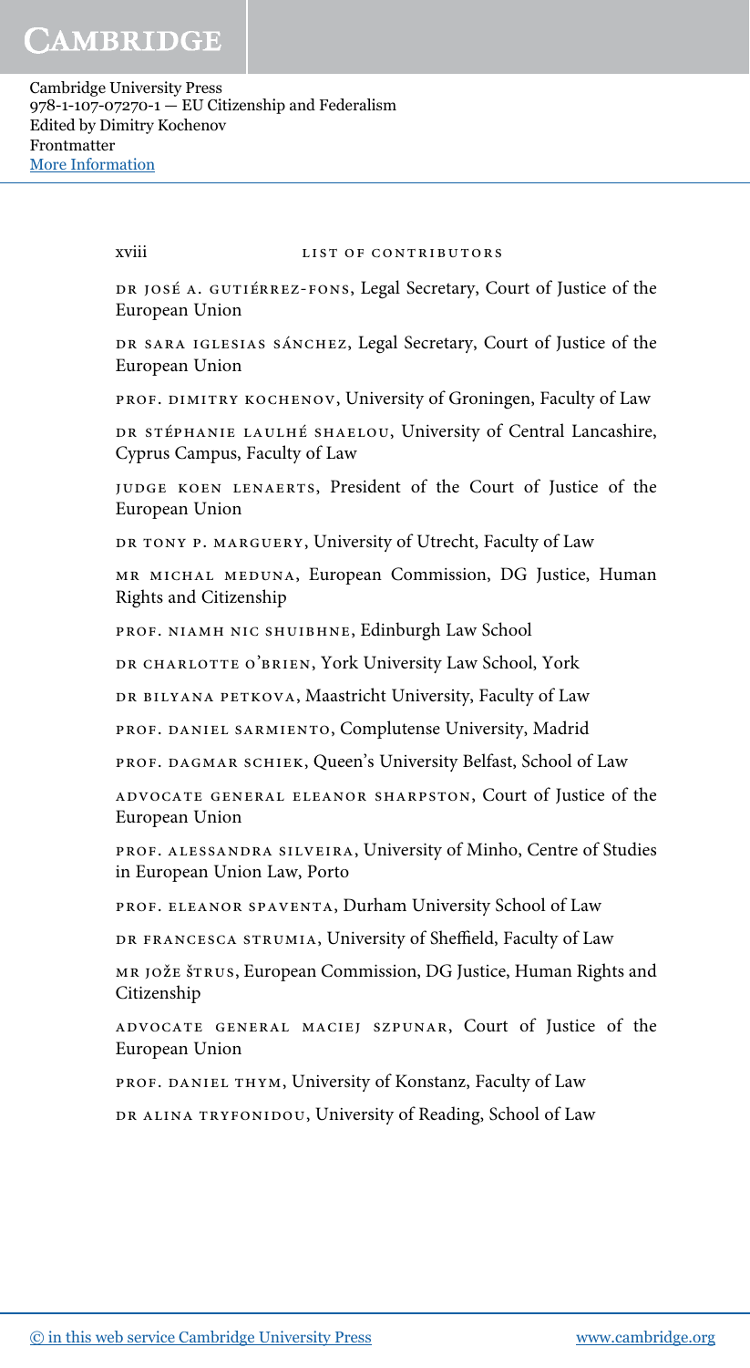Dr José A. Gutiérrez-Fons, Legal Secretary, Court of Justice of the European Union

Dr Sara Iglesias Sánchez, Legal Secretary, Court of Justice of the European Union

Prof. Dimitry Kochenov, University of Groningen, Faculty of Law

Dr Stéphanie Laulhé Shaelou, University of Central Lancashire, Cyprus Campus, Faculty of Law

Judge Koen Lenaerts, President of the Court of Justice of the European Union

Dr Tony P. Marguery, University of Utrecht, Faculty of Law

Mr Michal Meduna, European Commission, DG Justice, Human Rights and Citizenship

Prof. Niamh Nic Shuibhne, Edinburgh Law School

Dr Charlotte O'Brien, York University Law School, York

Dr Bilyana Petkova, Maastricht University, Faculty of Law

Prof. Daniel Sarmiento, Complutense University, Madrid

Prof. Dagmar Schiek, Queen's University Belfast, School of Law

Advocate General Eleanor Sharpston, Court of Justice of the European Union

Prof. Alessandra Silveira, University of Minho, Centre of Studies in European Union Law, Porto

Prof. Eleanor Spaventa, Durham University School of Law

Dr Francesca Strumia, University of Sheffield, Faculty of Law

Mr Jože Štrus, European Commission, DG Justice, Human Rights and Citizenship

Advocate General Maciej Szpunar, Court of Justice of the European Union

Prof. Daniel Thym, University of Konstanz, Faculty of Law

Dr Alina Tryfonidou, University of Reading, School of Law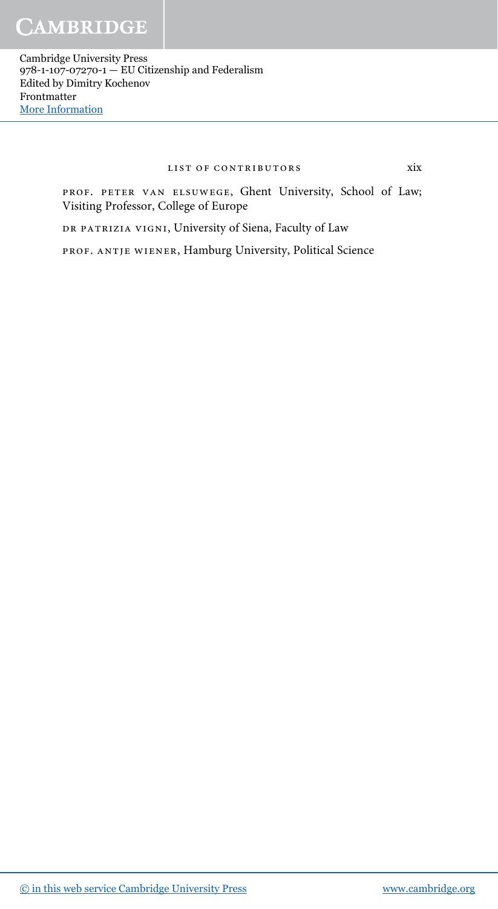Prof. Peter Van Elsuwege, Ghent University, School of Law; Visiting Professor, College of Europe

Dr Patrizia Vigni, University of Siena, Faculty of Law

Prof. Antje Wiener, Hamburg University, Political Science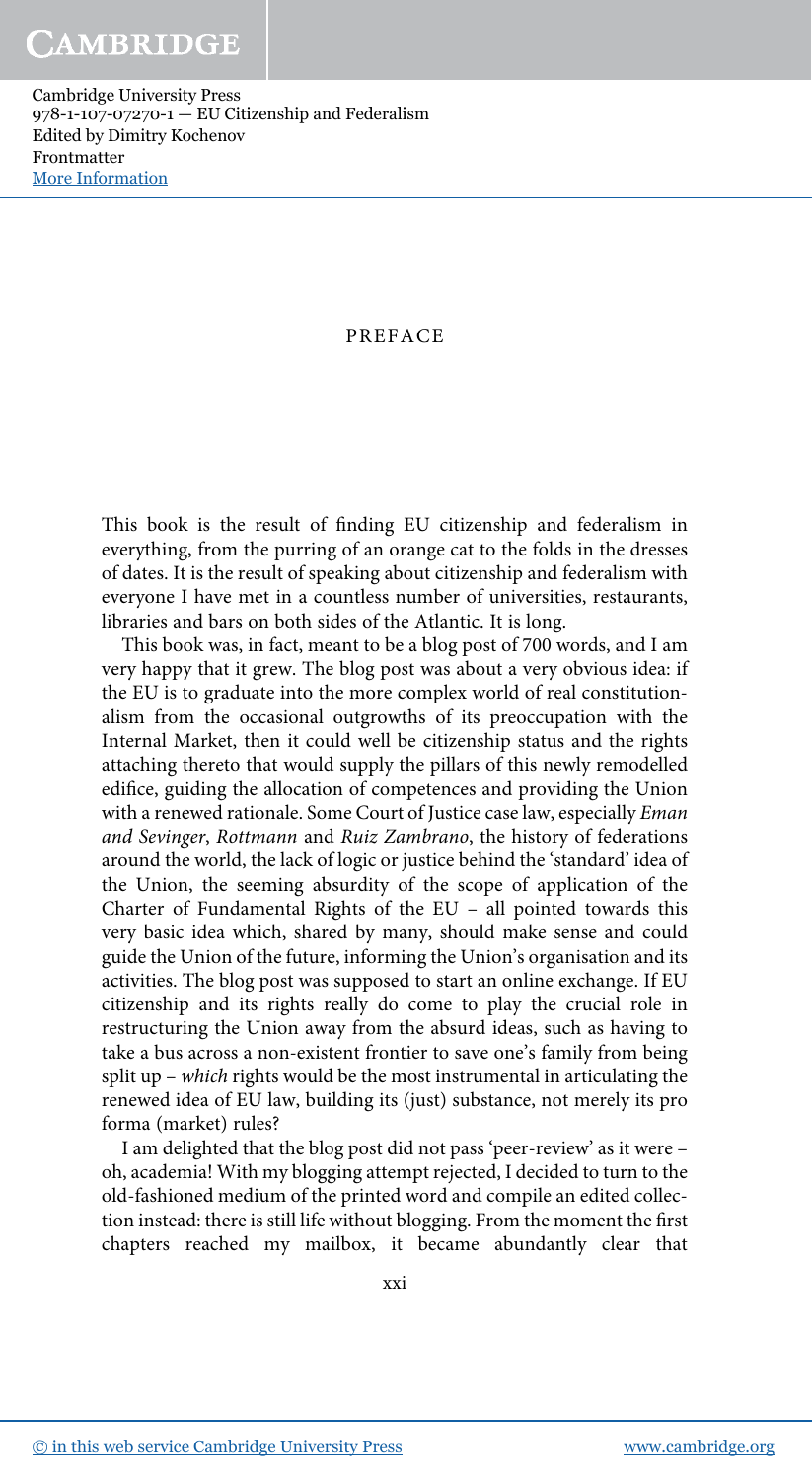# PREFACE

This book is the result of finding EU citizenship and federalism in everything, from the purring of an orange cat to the folds in the dresses of dates. It is the result of speaking about citizenship and federalism with everyone I have met in a countless number of universities, restaurants, libraries and bars on both sides of the Atlantic. It is long.

This book was, in fact, meant to be a blog post of 700 words, and I am very happy that it grew. The blog post was about a very obvious idea: if the EU is to graduate into the more complex world of real constitutionalism from the occasional outgrowths of its preoccupation with the Internal Market, then it could well be citizenship status and the rights attaching thereto that would supply the pillars of this newly remodelled edifice, guiding the allocation of competences and providing the Union with a renewed rationale. Some Court of Justice case law, especially *Eman and Sevinger*, *Rottmann* and *Ruiz Zambrano*, the history of federations around the world, the lack of logic or justice behind the 'standard' idea of the Union, the seeming absurdity of the scope of application of the Charter of Fundamental Rights of the EU – all pointed towards this very basic idea which, shared by many, should make sense and could guide the Union of the future, informing the Union's organisation and its activities. The blog post was supposed to start an online exchange. If EU citizenship and its rights really do come to play the crucial role in restructuring the Union away from the absurd ideas, such as having to take a bus across a non-existent frontier to save one's family from being split up – *which* rights would be the most instrumental in articulating the renewed idea of EU law, building its (just) substance, not merely its pro forma (market) rules?

I am delighted that the blog post did not pass 'peer-review' as it were – oh, academia! With my blogging attempt rejected, I decided to turn to the old-fashioned medium of the printed word and compile an edited collection instead: there is still life without blogging. From the moment the first chapters reached my mailbox, it became abundantly clear that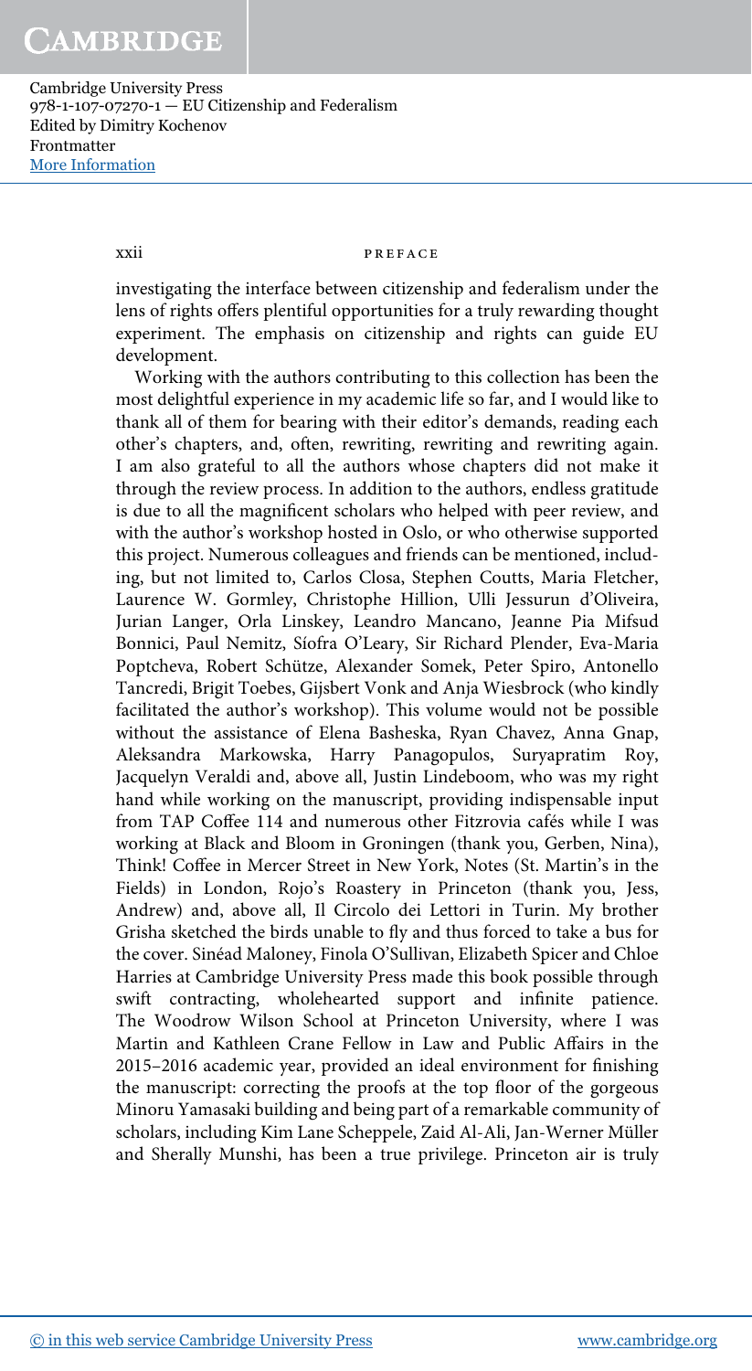investigating the interface between citizenship and federalism under the lens of rights offers plentiful opportunities for a truly rewarding thought experiment. The emphasis on citizenship and rights can guide EU development.

Working with the authors contributing to this collection has been the most delightful experience in my academic life so far, and I would like to thank all of them for bearing with their editor's demands, reading each other's chapters, and, often, rewriting, rewriting and rewriting again. I am also grateful to all the authors whose chapters did not make it through the review process. In addition to the authors, endless gratitude is due to all the magnificent scholars who helped with peer review, and with the author's workshop hosted in Oslo, or who otherwise supported this project. Numerous colleagues and friends can be mentioned, including, but not limited to, Carlos Closa, Stephen Coutts, Maria Fletcher, Laurence W. Gormley, Christophe Hillion, Ulli Jessurun d'Oliveira, Jurian Langer, Orla Linskey, Leandro Mancano, Jeanne Pia Mifsud Bonnici, Paul Nemitz, Síofra O'Leary, Sir Richard Plender, Eva-Maria Poptcheva, Robert Schütze, Alexander Somek, Peter Spiro, Antonello Tancredi, Brigit Toebes, Gijsbert Vonk and Anja Wiesbrock (who kindly facilitated the author's workshop). This volume would not be possible without the assistance of Elena Basheska, Ryan Chavez, Anna Gnap, Aleksandra Markowska, Harry Panagopulos, Suryapratim Roy, Jacquelyn Veraldi and, above all, Justin Lindeboom, who was my right hand while working on the manuscript, providing indispensable input from TAP Coffee 114 and numerous other Fitzrovia cafés while I was working at Black and Bloom in Groningen (thank you, Gerben, Nina), Think! Coffee in Mercer Street in New York, Notes (St. Martin's in the Fields) in London, Rojo's Roastery in Princeton (thank you, Jess, Andrew) and, above all, Il Circolo dei Lettori in Turin. My brother Grisha sketched the birds unable to fly and thus forced to take a bus for the cover. Sinéad Maloney, Finola O'Sullivan, Elizabeth Spicer and Chloe Harries at Cambridge University Press made this book possible through swift contracting, wholehearted support and infinite patience. The Woodrow Wilson School at Princeton University, where I was Martin and Kathleen Crane Fellow in Law and Public Affairs in the 2015–2016 academic year, provided an ideal environment for finishing the manuscript: correcting the proofs at the top floor of the gorgeous Minoru Yamasaki building and being part of a remarkable community of scholars, including Kim Lane Scheppele, Zaid Al-Ali, Jan-Werner Müller and Sherally Munshi, has been a true privilege. Princeton air is truly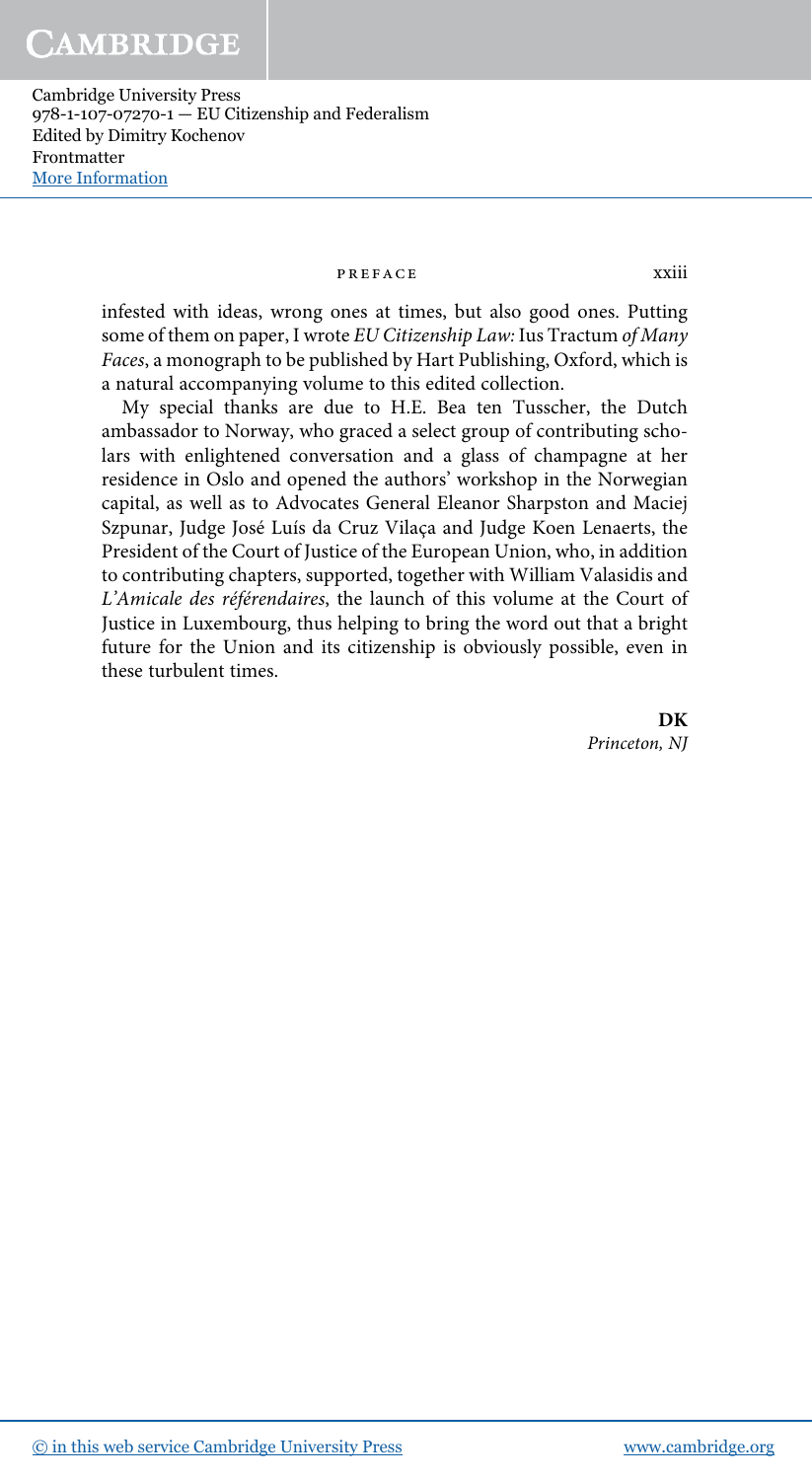infested with ideas, wrong ones at times, but also good ones. Putting some of them on paper, I wrote *EU Citizenship Law:* Ius Tractum *of Many Faces*, a monograph to be published by Hart Publishing, Oxford, which is a natural accompanying volume to this edited collection.

My special thanks are due to H.E. Bea ten Tusscher, the Dutch ambassador to Norway, who graced a select group of contributing scholars with enlightened conversation and a glass of champagne at her residence in Oslo and opened the authors' workshop in the Norwegian capital, as well as to Advocates General Eleanor Sharpston and Maciej Szpunar, Judge José Luís da Cruz Vilaça and Judge Koen Lenaerts, the President of the Court of Justice of the European Union, who, in addition to contributing chapters, supported, together with William Valasidis and *L'Amicale des référendaires*, the launch of this volume at the Court of Justice in Luxembourg, thus helping to bring the word out that a bright future for the Union and its citizenship is obviously possible, even in these turbulent times.

**DK**
*Princeton, NJ*